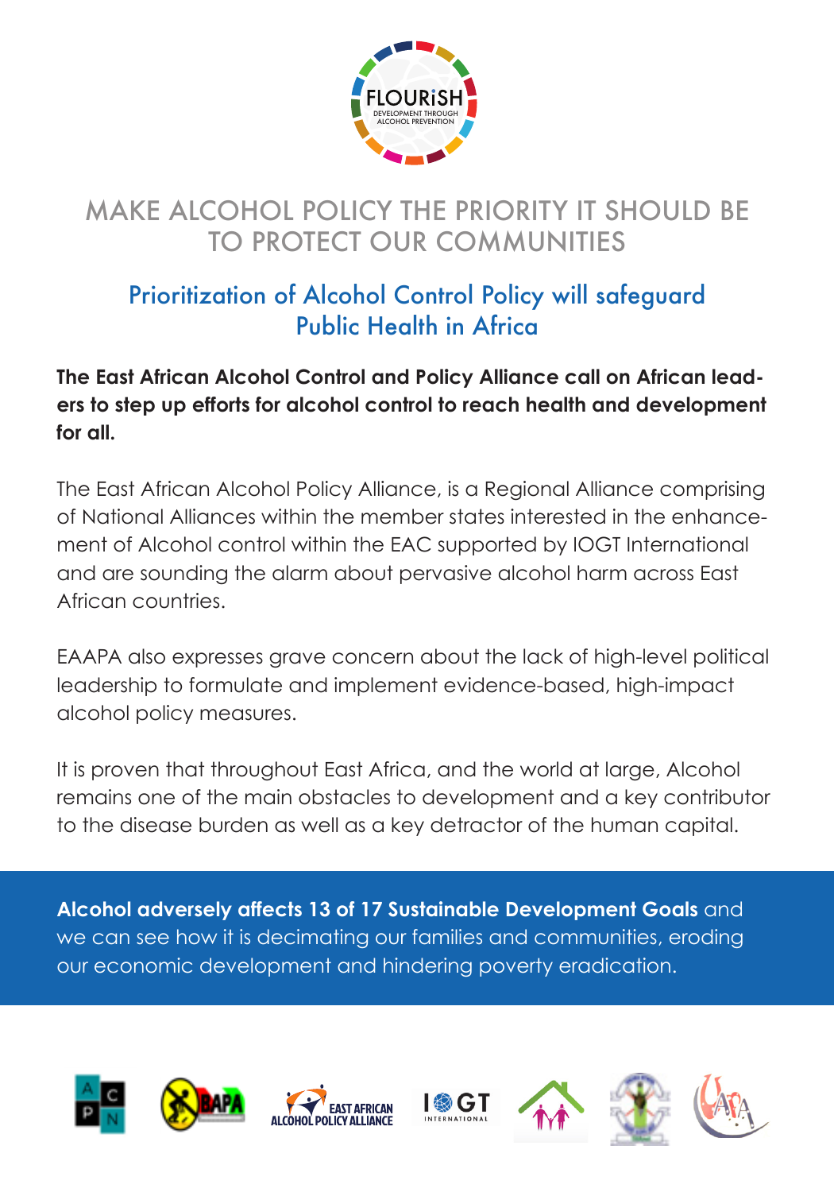# MAKE ALCOHOL POLICY THE PRIORITY IT SHOULD BE TO PROTECT OUR COMMUNITIES

## Prioritization of Alcohol Control Policy will safeguard Public Health in Africa

**The East African Alcohol Control and Policy Alliance call on African leaders to step up efforts for alcohol control to reach health and development for all.**

The East African Alcohol Policy Alliance, is a Regional Alliance comprising of National Alliances within the member states interested in the enhancement of Alcohol control within the EAC supported by IOGT International and are sounding the alarm about pervasive alcohol harm across East African countries.

EAAPA also expresses grave concern about the lack of high-level political leadership to formulate and implement evidence-based, high-impact alcohol policy measures.

It is proven that throughout East Africa, and the world at large, Alcohol remains one of the main obstacles to development and a key contributor to the disease burden as well as a key detractor of the human capital.

**Alcohol adversely affects 13 of 17 Sustainable Development Goals** and we can see how it is decimating our families and communities, eroding our economic development and hindering poverty eradication.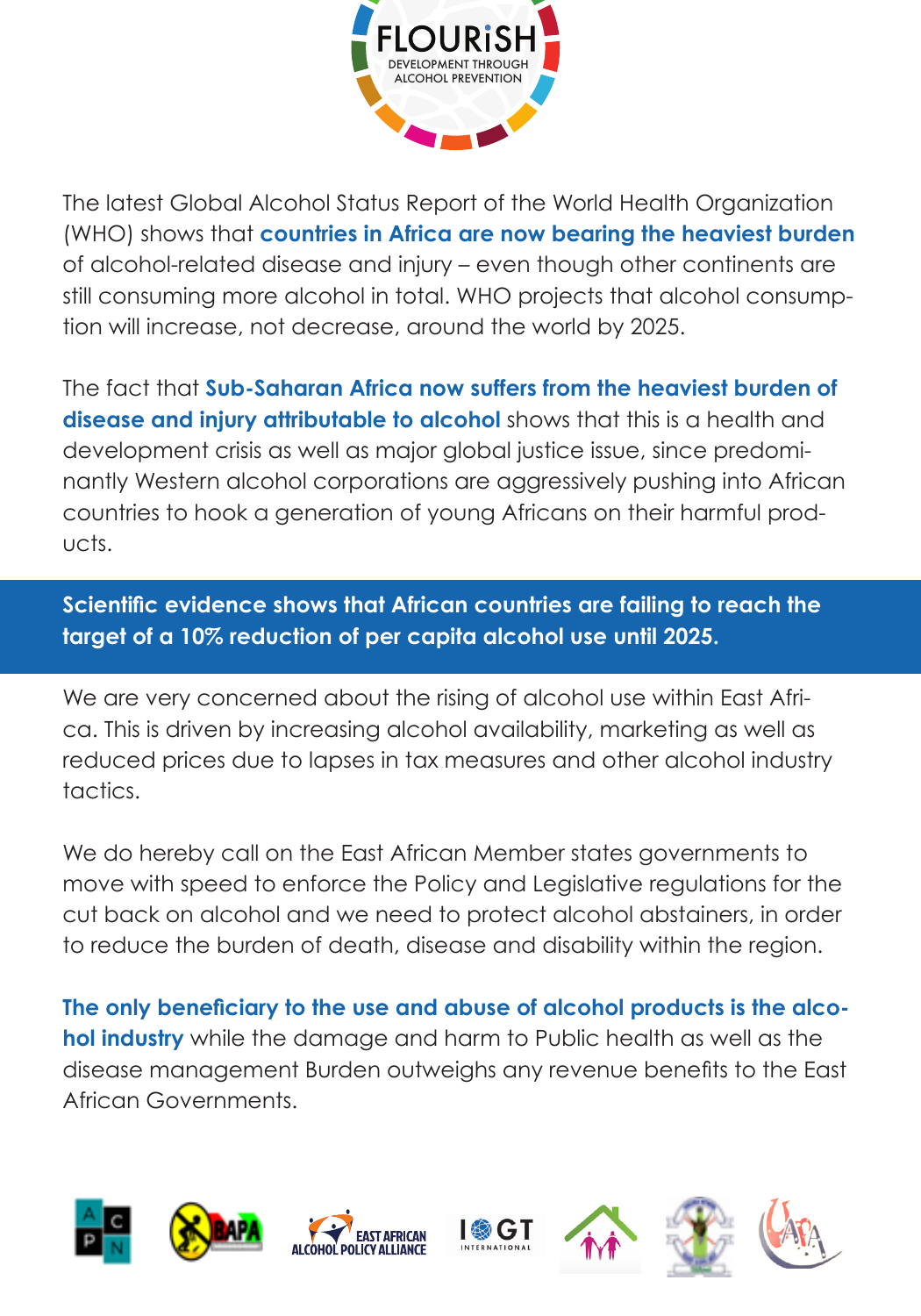The latest Global Alcohol Status Report of the World Health Organization (WHO) shows that **countries in Africa are now bearing the heaviest burden** of alcohol-related disease and injury – even though other continents are still consuming more alcohol in total. WHO projects that alcohol consumption will increase, not decrease, around the world by 2025.

The fact that **Sub-Saharan Africa now suffers from the heaviest burden of disease and injury attributable to alcohol** shows that this is a health and development crisis as well as major global justice issue, since predominantly Western alcohol corporations are aggressively pushing into African countries to hook a generation of young Africans on their harmful products.

**Scientific evidence shows that African countries are failing to reach the target of a 10% reduction of per capita alcohol use until 2025.**

We are very concerned about the rising of alcohol use within East Africa. This is driven by increasing alcohol availability, marketing as well as reduced prices due to lapses in tax measures and other alcohol industry tactics.

We do hereby call on the East African Member states governments to move with speed to enforce the Policy and Legislative regulations for the cut back on alcohol and we need to protect alcohol abstainers, in order to reduce the burden of death, disease and disability within the region.

**The only beneficiary to the use and abuse of alcohol products is the alcohol industry** while the damage and harm to Public health as well as the disease management Burden outweighs any revenue benefits to the East African Governments.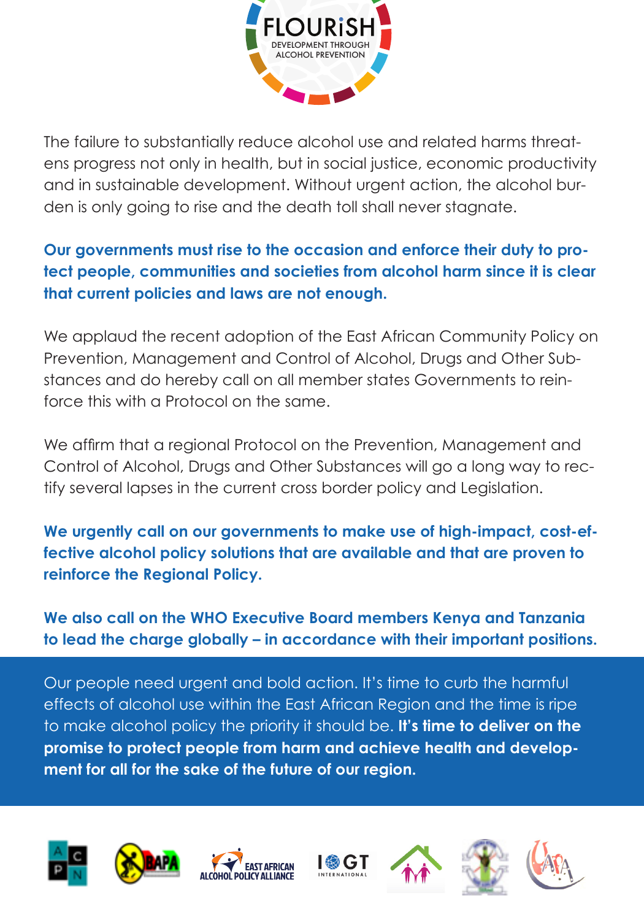The failure to substantially reduce alcohol use and related harms threatens progress not only in health, but in social justice, economic productivity and in sustainable development. Without urgent action, the alcohol burden is only going to rise and the death toll shall never stagnate.

**Our governments must rise to the occasion and enforce their duty to protect people, communities and societies from alcohol harm since it is clear that current policies and laws are not enough.**

We applaud the recent adoption of the East African Community Policy on Prevention, Management and Control of Alcohol, Drugs and Other Substances and do hereby call on all member states Governments to reinforce this with a Protocol on the same.

We affirm that a regional Protocol on the Prevention, Management and Control of Alcohol, Drugs and Other Substances will go a long way to rectify several lapses in the current cross border policy and Legislation.

**We urgently call on our governments to make use of high-impact, cost-effective alcohol policy solutions that are available and that are proven to reinforce the Regional Policy.**

**We also call on the WHO Executive Board members Kenya and Tanzania to lead the charge globally – in accordance with their important positions.**

Our people need urgent and bold action. It's time to curb the harmful effects of alcohol use within the East African Region and the time is ripe to make alcohol policy the priority it should be. **It's time to deliver on the promise to protect people from harm and achieve health and development for all for the sake of the future of our region.**